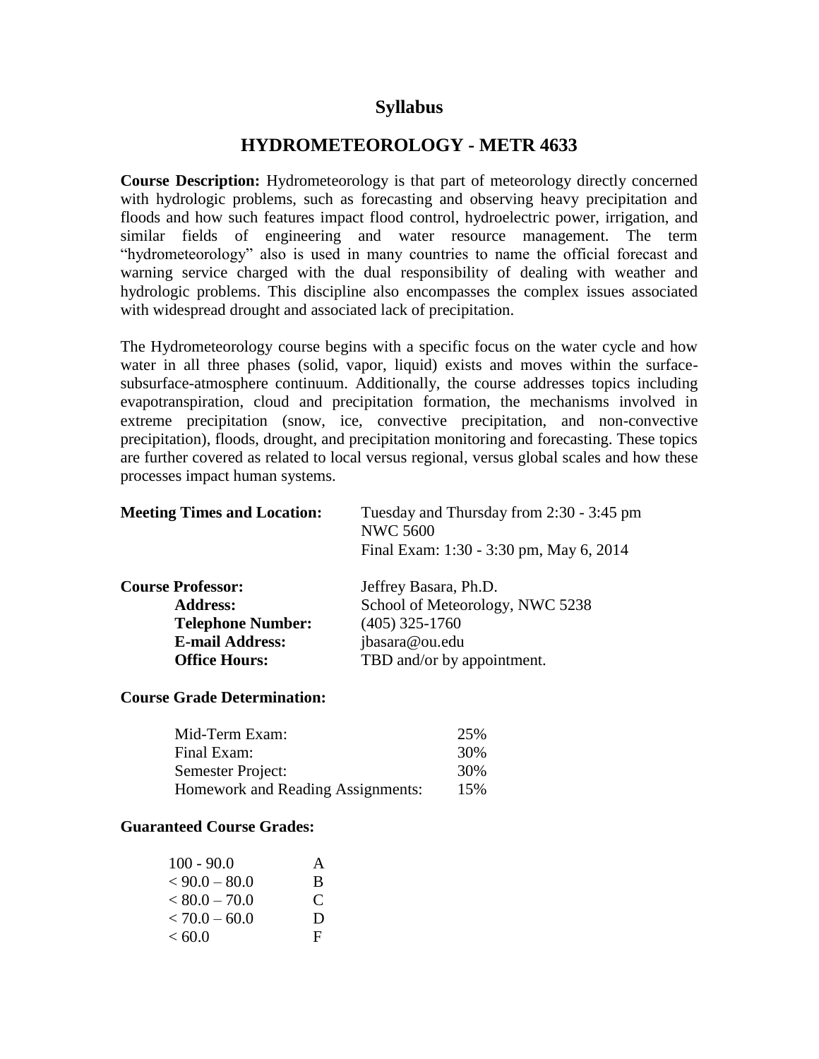# Syllabus

## HYDROMETEOROLOGY - METR 4633

**Course Description:** Hydrometeorology is that part of meteorology directly concerned with hydrologic problems, such as forecasting and observing heavy precipitation and floods and how such features impact flood control, hydroelectric power, irrigation, and similar fields of engineering and water resource management. The term "hydrometeorology" also is used in many countries to name the official forecast and warning service charged with the dual responsibility of dealing with weather and hydrologic problems. This discipline also encompasses the complex issues associated with widespread drought and associated lack of precipitation.

The Hydrometeorology course begins with a specific focus on the water cycle and how water in all three phases (solid, vapor, liquid) exists and moves within the surface-subsurface-atmosphere continuum. Additionally, the course addresses topics including evapotranspiration, cloud and precipitation formation, the mechanisms involved in extreme precipitation (snow, ice, convective precipitation, and non-convective precipitation), floods, drought, and precipitation monitoring and forecasting. These topics are further covered as related to local versus regional, versus global scales and how these processes impact human systems.

**Meeting Times and Location:** Tuesday and Thursday from 2:30 - 3:45 pm
NWC 5600
Final Exam: 1:30 - 3:30 pm, May 6, 2014

**Course Professor:** Jeffrey Basara, Ph.D.
**Address:** School of Meteorology, NWC 5238
**Telephone Number:** (405) 325-1760
**E-mail Address:** jbasara@ou.edu
**Office Hours:** TBD and/or by appointment.

**Course Grade Determination:**

| | |
|---|---|
| Mid-Term Exam: | 25% |
| Final Exam: | 30% |
| Semester Project: | 30% |
| Homework and Reading Assignments: | 15% |

**Guaranteed Course Grades:**

| | |
|---|---|
| 100 - 90.0 | A |
| < 90.0 – 80.0 | B |
| < 80.0 – 70.0 | C |
| < 70.0 – 60.0 | D |
| < 60.0 | F |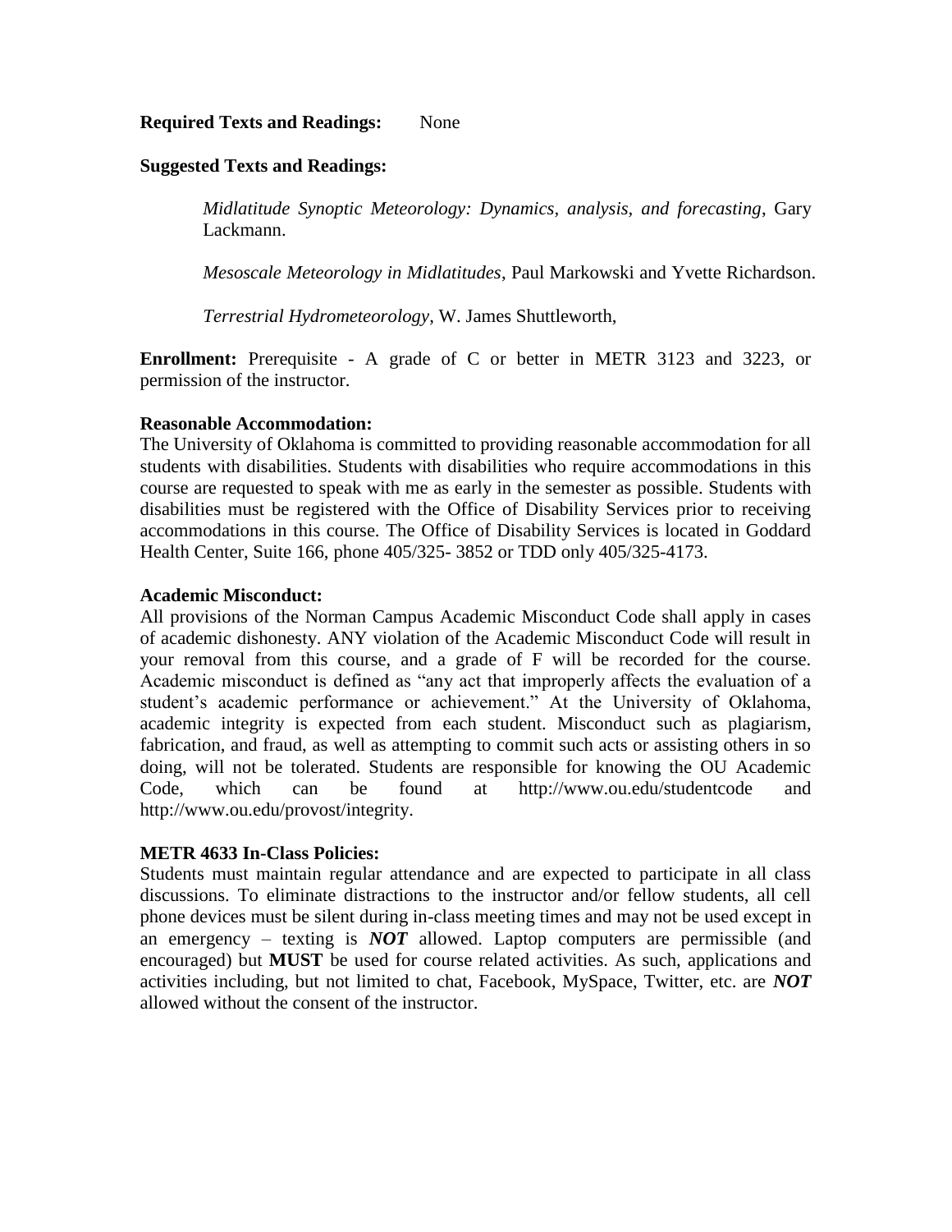**Required Texts and Readings:** None

**Suggested Texts and Readings:**

> *Midlatitude Synoptic Meteorology: Dynamics, analysis, and forecasting*, Gary Lackmann.
>
> *Mesoscale Meteorology in Midlatitudes*, Paul Markowski and Yvette Richardson.
>
> *Terrestrial Hydrometeorology*, W. James Shuttleworth,

**Enrollment:** Prerequisite - A grade of C or better in METR 3123 and 3223, or permission of the instructor.

**Reasonable Accommodation:**
The University of Oklahoma is committed to providing reasonable accommodation for all students with disabilities. Students with disabilities who require accommodations in this course are requested to speak with me as early in the semester as possible. Students with disabilities must be registered with the Office of Disability Services prior to receiving accommodations in this course. The Office of Disability Services is located in Goddard Health Center, Suite 166, phone 405/325- 3852 or TDD only 405/325-4173.

**Academic Misconduct:**
All provisions of the Norman Campus Academic Misconduct Code shall apply in cases of academic dishonesty. ANY violation of the Academic Misconduct Code will result in your removal from this course, and a grade of F will be recorded for the course. Academic misconduct is defined as "any act that improperly affects the evaluation of a student's academic performance or achievement." At the University of Oklahoma, academic integrity is expected from each student. Misconduct such as plagiarism, fabrication, and fraud, as well as attempting to commit such acts or assisting others in so doing, will not be tolerated. Students are responsible for knowing the OU Academic Code, which can be found at http://www.ou.edu/studentcode and http://www.ou.edu/provost/integrity.

**METR 4633 In-Class Policies:**
Students must maintain regular attendance and are expected to participate in all class discussions. To eliminate distractions to the instructor and/or fellow students, all cell phone devices must be silent during in-class meeting times and may not be used except in an emergency – texting is ***NOT*** allowed. Laptop computers are permissible (and encouraged) but **MUST** be used for course related activities. As such, applications and activities including, but not limited to chat, Facebook, MySpace, Twitter, etc. are ***NOT*** allowed without the consent of the instructor.